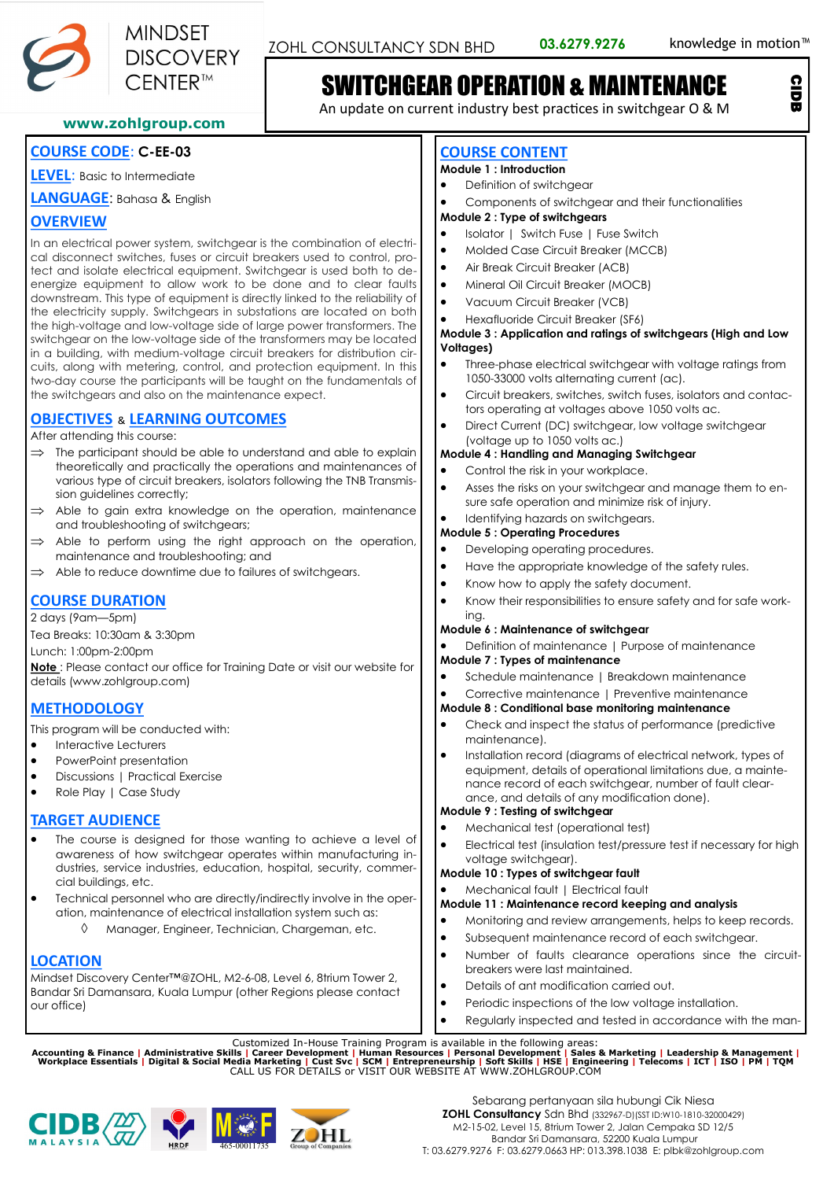MINDSET DISCOVERY CENTER™

ZOHL CONSULTANCY SDN BHD **03.6279.9276** knowledge in motion™

www.zohlgroup.com

# SWITCHGEAR OPERATION & MAINTENANCE

An update on current industry best practices in switchgear O & M

CIDB

## COURSE CODE: C-EE-03

**LEVEL**: Basic to Intermediate

**LANGUAGE**: Bahasa & English

## OVERVIEW

In an electrical power system, switchgear is the combination of electrical disconnect switches, fuses or circuit breakers used to control, protect and isolate electrical equipment. Switchgear is used both to de-energize equipment to allow work to be done and to clear faults downstream. This type of equipment is directly linked to the reliability of the electricity supply. Switchgears in substations are located on both the high-voltage and low-voltage side of large power transformers. The switchgear on the low-voltage side of the transformers may be located in a building, with medium-voltage circuit breakers for distribution circuits, along with metering, control, and protection equipment. In this two-day course the participants will be taught on the fundamentals of the switchgears and also on the maintenance expect.

## OBJECTIVES & LEARNING OUTCOMES

After attending this course:

- ⇒ The participant should be able to understand and able to explain theoretically and practically the operations and maintenances of various type of circuit breakers, isolators following the TNB Transmission guidelines correctly;
- ⇒ Able to gain extra knowledge on the operation, maintenance and troubleshooting of switchgears;
- ⇒ Able to perform using the right approach on the operation, maintenance and troubleshooting; and
- ⇒ Able to reduce downtime due to failures of switchgears.

## COURSE DURATION

2 days (9am—5pm)

Tea Breaks: 10:30am & 3:30pm

Lunch: 1:00pm-2:00pm

**Note** : Please contact our office for Training Date or visit our website for details (www.zohlgroup.com)

## METHODOLOGY

This program will be conducted with:

- Interactive Lecturers
- PowerPoint presentation
- Discussions | Practical Exercise
- Role Play | Case Study

## TARGET AUDIENCE

- The course is designed for those wanting to achieve a level of awareness of how switchgear operates within manufacturing industries, service industries, education, hospital, security, commercial buildings, etc.
- Technical personnel who are directly/indirectly involve in the operation, maintenance of electrical installation system such as:
  - ◊ Manager, Engineer, Technician, Chargeman, etc.

## LOCATION

Mindset Discovery Center™@ZOHL, M2-6-08, Level 6, 8trium Tower 2, Bandar Sri Damansara, Kuala Lumpur (other Regions please contact our office)

## COURSE CONTENT

**Module 1 : Introduction**

- Definition of switchgear
- Components of switchgear and their functionalities

**Module 2 : Type of switchgears**

- Isolator | Switch Fuse | Fuse Switch
- Molded Case Circuit Breaker (MCCB)
- Air Break Circuit Breaker (ACB)
- Mineral Oil Circuit Breaker (MOCB)
- Vacuum Circuit Breaker (VCB)
- Hexafluoride Circuit Breaker (SF6)

**Module 3 : Application and ratings of switchgears (High and Low Voltages)**

- Three-phase electrical switchgear with voltage ratings from 1050-33000 volts alternating current (ac).
- Circuit breakers, switches, switch fuses, isolators and contactors operating at voltages above 1050 volts ac.
- Direct Current (DC) switchgear, low voltage switchgear (voltage up to 1050 volts ac.)

**Module 4 : Handling and Managing Switchgear**

- Control the risk in your workplace.
- Asses the risks on your switchgear and manage them to ensure safe operation and minimize risk of injury.
- Identifying hazards on switchgears.

**Module 5 : Operating Procedures**

- Developing operating procedures.
- Have the appropriate knowledge of the safety rules.
- Know how to apply the safety document.
- Know their responsibilities to ensure safety and for safe working.

**Module 6 : Maintenance of switchgear**

- Definition of maintenance | Purpose of maintenance

**Module 7 : Types of maintenance**

- Schedule maintenance | Breakdown maintenance
- Corrective maintenance | Preventive maintenance

**Module 8 : Conditional base monitoring maintenance**

- Check and inspect the status of performance (predictive maintenance).
- Installation record (diagrams of electrical network, types of equipment, details of operational limitations due, a maintenance record of each switchgear, number of fault clearance, and details of any modification done).

**Module 9 : Testing of switchgear**

- Mechanical test (operational test)
- Electrical test (insulation test/pressure test if necessary for high voltage switchgear).

**Module 10 : Types of switchgear fault**

- Mechanical fault | Electrical fault

**Module 11 : Maintenance record keeping and analysis**

- Monitoring and review arrangements, helps to keep records.
- Subsequent maintenance record of each switchgear.
- Number of faults clearance operations since the circuit-breakers were last maintained.
- Details of ant modification carried out.
- Periodic inspections of the low voltage installation.
- Regularly inspected and tested in accordance with the man-

Customized In-House Training Program is available in the following areas:

**Accounting & Finance | Administrative Skills | Career Development | Human Resources | Personal Development | Sales & Marketing | Leadership & Management | Workplace Essentials | Digital & Social Media Marketing | Cust Svc | SCM | Entrepreneurship | Soft Skills | HSE | Engineering | Telecoms | ICT | ISO | PM | TQM**

CALL US FOR DETAILS or VISIT OUR WEBSITE AT WWW.ZOHLGROUP.COM

CIDB MALAYSIA | HRDF | 465-00011735 | ZOHL Group of Companies

Sebarang pertanyaan sila hubungi Cik Niesa

**ZOHL Consultancy** Sdn Bhd (332967-D)(SST ID:W10-1810-32000429)

M2-15-02, Level 15, 8trium Tower 2, Jalan Cempaka SD 12/5

Bandar Sri Damansara, 52200 Kuala Lumpur

T: 03.6279.9276 F: 03.6279.0663 HP: 013.398.1038 E: plbk@zohlgroup.com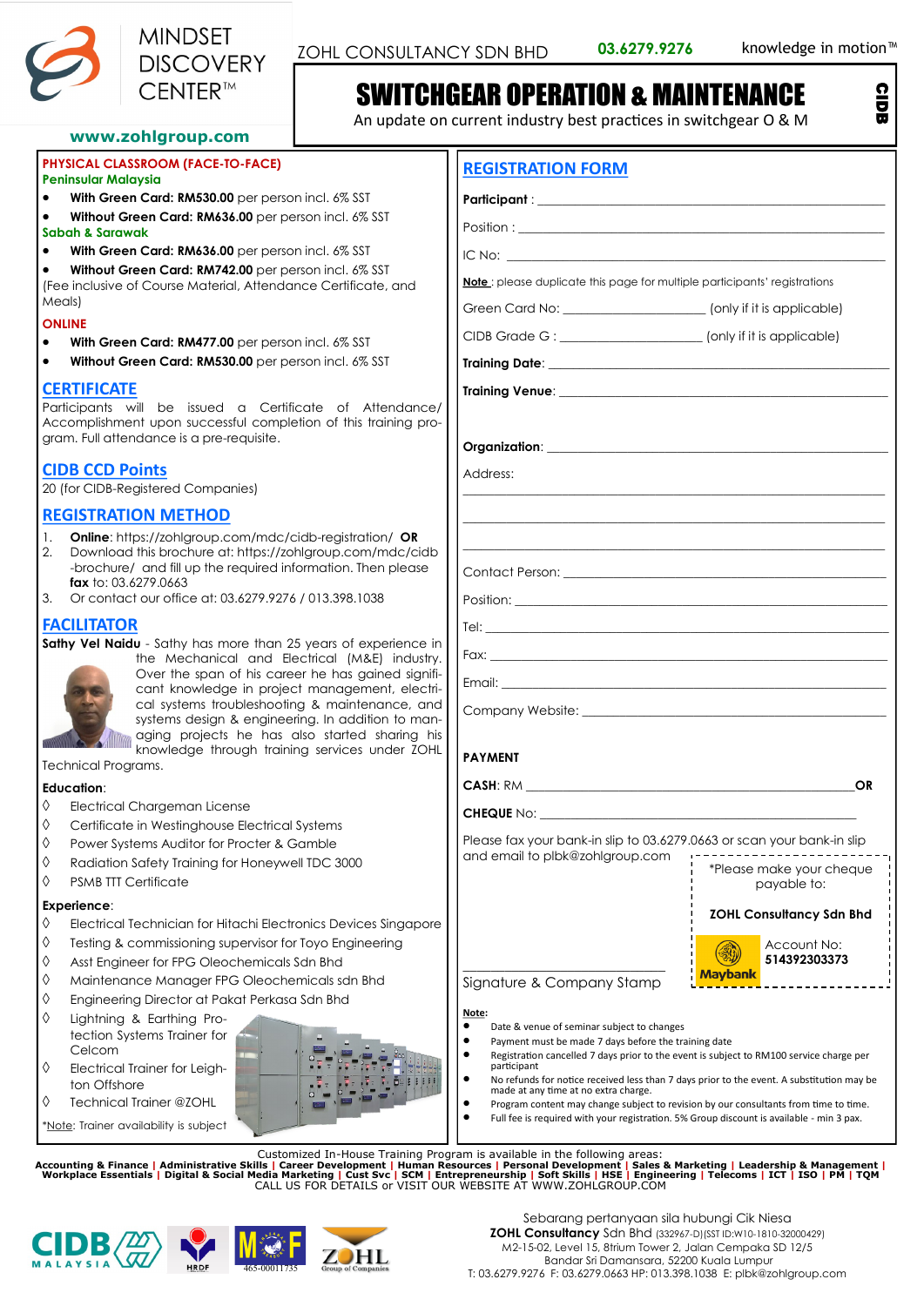MINDSET DISCOVERY CENTER™

www.zohlgroup.com

ZOHL CONSULTANCY SDN BHD **03.6279.9276** knowledge in motion™

# SWITCHGEAR OPERATION & MAINTENANCE

An update on current industry best practices in switchgear O & M

CIDB

**PHYSICAL CLASSROOM (FACE-TO-FACE)**

**Peninsular Malaysia**

- **With Green Card: RM530.00** per person incl. 6% SST
- **Without Green Card: RM636.00** per person incl. 6% SST

**Sabah & Sarawak**

- **With Green Card: RM636.00** per person incl. 6% SST
- **Without Green Card: RM742.00** per person incl. 6% SST

(Fee inclusive of Course Material, Attendance Certificate, and Meals)

**ONLINE**

- **With Green Card: RM477.00** per person incl. 6% SST
- **Without Green Card: RM530.00** per person incl. 6% SST

## CERTIFICATE

Participants will be issued a Certificate of Attendance/ Accomplishment upon successful completion of this training program. Full attendance is a pre-requisite.

## CIDB CCD Points

20 (for CIDB-Registered Companies)

## REGISTRATION METHOD

1. **Online**: https://zohlgroup.com/mdc/cidb-registration/ **OR**
2. Download this brochure at: https://zohlgroup.com/mdc/cidb-brochure/ and fill up the required information. Then please **fax** to: 03.6279.0663
3. Or contact our office at: 03.6279.9276 / 013.398.1038

## FACILITATOR

**Sathy Vel Naidu** - Sathy has more than 25 years of experience in the Mechanical and Electrical (M&E) industry. Over the span of his career he has gained significant knowledge in project management, electrical systems troubleshooting & maintenance, and systems design & engineering. In addition to managing projects he has also started sharing his knowledge through training services under ZOHL Technical Programs.

**Education**:

- ◊ Electrical Chargeman License
- ◊ Certificate in Westinghouse Electrical Systems
- ◊ Power Systems Auditor for Procter & Gamble
- ◊ Radiation Safety Training for Honeywell TDC 3000
- ◊ PSMB TTT Certificate

**Experience**:

- ◊ Electrical Technician for Hitachi Electronics Devices Singapore
- ◊ Testing & commissioning supervisor for Toyo Engineering
- ◊ Asst Engineer for FPG Oleochemicals Sdn Bhd
- ◊ Maintenance Manager FPG Oleochemicals sdn Bhd
- ◊ Engineering Director at Pakat Perkasa Sdn Bhd
- ◊ Lightning & Earthing Protection Systems Trainer for Celcom
- ◊ Electrical Trainer for Leighton Offshore
- ◊ Technical Trainer @ZOHL

*Note: Trainer availability is subject

## REGISTRATION FORM

**Participant** : ____________________

Position : ____________________

IC No: ____________________

Note : please duplicate this page for multiple participants' registrations

Green Card No: ____________ (only if it is applicable)

CIDB Grade G : ____________ (only if it is applicable)

**Training Date**: ____________________

**Training Venue**: ____________________

**Organization**: ____________________

Address: ____________________

Contact Person: ____________________

Position: ____________________

Tel: ____________________

Fax: ____________________

Email: ____________________

Company Website: ____________________

**PAYMENT**

**CASH**: RM ____________________ **OR**

**CHEQUE** No: ____________________

Please fax your bank-in slip to 03.6279.0663 or scan your bank-in slip and email to plbk@zohlgroup.com

*Please make your cheque payable to:

**ZOHL Consultancy Sdn Bhd**

Maybank Account No: **514392303373**

Signature & Company Stamp

**Note**:

- Date & venue of seminar subject to changes
- Payment must be made 7 days before the training date
- Registration cancelled 7 days prior to the event is subject to RM100 service charge per participant
- No refunds for notice received less than 7 days prior to the event. A substitution may be made at any time at no extra charge.
- Program content may change subject to revision by our consultants from time to time.
- Full fee is required with your registration. 5% Group discount is available - min 3 pax.

Customized In-House Training Program is available in the following areas:

**Accounting & Finance | Administrative Skills | Career Development | Human Resources | Personal Development | Sales & Marketing | Leadership & Management | Workplace Essentials | Digital & Social Media Marketing | Cust Svc | SCM | Entrepreneurship | Soft Skills | HSE | Engineering | Telecoms | ICT | ISO | PM | TQM**

CALL US FOR DETAILS or VISIT OUR WEBSITE AT WWW.ZOHLGROUP.COM

CIDB MALAYSIA | HRDF | MOF 465-00011735 | ZOHL Group of Companies

Sebarang pertanyaan sila hubungi Cik Niesa

**ZOHL Consultancy** Sdn Bhd (332967-D)(SST ID:W10-1810-32000429)

M2-15-02, Level 15, 8trium Tower 2, Jalan Cempaka SD 12/5

Bandar Sri Damansara, 52200 Kuala Lumpur

T: 03.6279.9276 F: 03.6279.0663 HP: 013.398.1038 E: plbk@zohlgroup.com